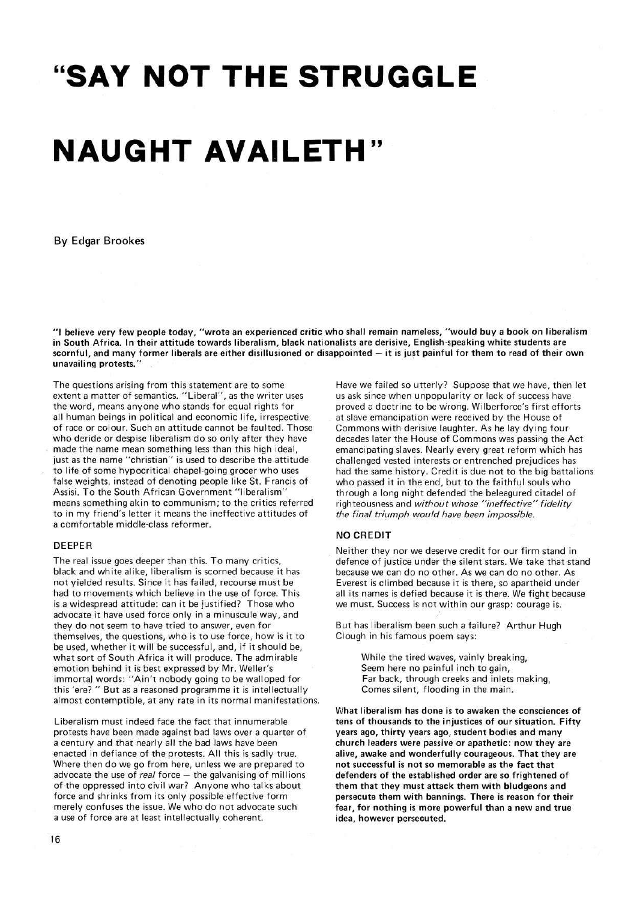# "SAY NOT THE STRUGGLE NAUGHT AVAILETH"

By Edgar Brookes

**"I believe very few people today, "wrote an experienced critic who shall remain nameless, "would buy a book on liberalism in South Africa. In their attitude towards liberalism, black nationalists are derisive, English-speaking white students are scornful, and many former liberals are either disillusioned or disappointed — it is just painful for them to read of their own unavailing protests."**

The questions arising from this statement are to some extent a matter of semantics. "Liberal", as the writer uses the word, means anyone who stands for equal rights for all human beings in political and economic life, irrespective of race or colour. Such an attitude cannot be faulted. Those who deride or despise liberalism do so only after they have made the name mean something less than this high ideal, just as the name "christian" is used to describe the attitude to life of some hypocritical chapel-going grocer who uses false weights, instead of denoting people like St. Francis of Assisi. To the South African Government "liberalism" means something akin to communism; to the critics referred to in my friend's letter it means the ineffective attitudes of a comfortable middle-class reformer.

### DEEPER

The real issue goes deeper than this. To many critics, black and white alike, liberalism is scorned because it has not yielded results. Since it has failed, recourse must be had to movements which believe in the use of force. This is a widespread attitude: can it be justified? Those who advocate it have used force only in a minuscule way, and they do not seem to have tried to answer, even for themselves, the questions, who is to use force, how is it to be used, whether it will be successful, and, if it should be, what sort of South Africa it will produce. The admirable emotion behind it is best expressed by Mr. Weller's immortal words: "Ain't nobody going to be walloped for this 'ere? " But as a reasoned programme it is intellectually almost contemptible, at any rate in its normal manifestations.

Liberalism must indeed face the fact that innumerable protests have been made against bad laws over a quarter of a century and that nearly all the bad laws have been enacted in defiance of the protests. All this is sadly true. Where then do we go from here, unless we are prepared to advocate the use of *real* force — the galvanising of millions of the oppressed into civil war? Anyone who talks about force and shrinks from its only possible effective form merely confuses the issue. We who do not advocate such a use of force are at least intellectually coherent.

Have we failed so utterly? Suppose that we have, then let us ask since when unpopularity or lack of success have proved a doctrine to be wrong. Wilberforce's first efforts at slave emancipation were received by the House of Commons with derisive laughter. As he lay dying four decades later the House of Commons was passing the Act emancipating slaves. Nearly every great reform which has challenged vested interests or entrenched prejudices has had the same history. Credit is due not to the big battalions who passed it in the end, but to the faithful souls who through a long night defended the beleagured citadel of righteousness and *without whose "ineffective" fidelity the final triumph would have been impossible.*

### NO CREDIT

Neither they nor we deserve credit for our firm stand in defence of justice under the silent stars. We take that stand because we can do no other. As we can do no other. As Everest is climbed because it is there, so apartheid under all its names is defied because it is there. We fight because we must. Success is not within our grasp: courage is.

But has liberalism been such a failure? Arthur Hugh Clough in his famous poem says:

> While the tired waves, vainly breaking,
> Seem here no painful inch to gain,
> Far back, through creeks and inlets making,
> Comes silent, flooding in the main.

**What liberalism has done is to awaken the consciences of tens of thousands to the injustices of our situation. Fifty years ago, thirty years ago, student bodies and many church leaders were passive or apathetic: now they are alive, awake and wonderfully courageous. That they are not successful is not so memorable as the fact that defenders of the established order are so frightened of them that they must attack them with bludgeons and persecute them with bannings. There is reason for their fear, for nothing is more powerful than a new and true idea, however persecuted.**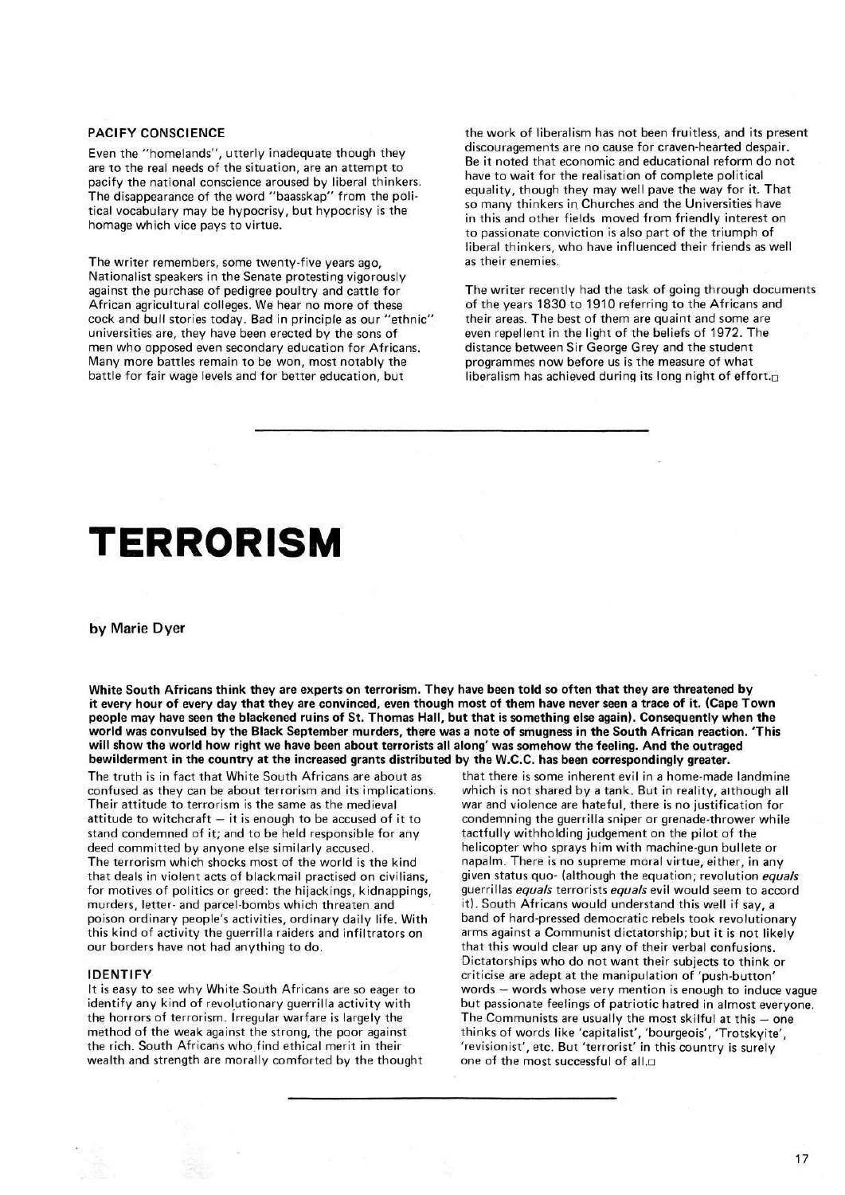### PACIFY CONSCIENCE

Even the "homelands", utterly inadequate though they are to the real needs of the situation, are an attempt to pacify the national conscience aroused by liberal thinkers. The disappearance of the word "baasskap" from the political vocabulary may be hypocrisy, but hypocrisy is the homage which vice pays to virtue.

The writer remembers, some twenty-five years ago, Nationalist speakers in the Senate protesting vigorously against the purchase of pedigree poultry and cattle for African agricultural colleges. We hear no more of these cock and bull stories today. Bad in principle as our "ethnic" universities are, they have been erected by the sons of men who opposed even secondary education for Africans. Many more battles remain to be won, most notably the battle for fair wage levels and for better education, but the work of liberalism has not been fruitless, and its present discouragements are no cause for craven-hearted despair. Be it noted that economic and educational reform do not have to wait for the realisation of complete political equality, though they may well pave the way for it. That so many thinkers in Churches and the Universities have in this and other fields moved from friendly interest on to passionate conviction is also part of the triumph of liberal thinkers, who have influenced their friends as well as their enemies.

The writer recently had the task of going through documents of the years 1830 to 1910 referring to the Africans and their areas. The best of them are quaint and some are even repellent in the light of the beliefs of 1972. The distance between Sir George Grey and the student programmes now before us is the measure of what liberalism has achieved during its long night of effort.□

---

# TERRORISM

**by Marie Dyer**

**White South Africans think they are experts on terrorism. They have been told so often that they are threatened by it every hour of every day that they are convinced, even though most of them have never seen a trace of it. (Cape Town people may have seen the blackened ruins of St. Thomas Hall, but that is something else again). Consequently when the world was convulsed by the Black September murders, there was a note of smugness in the South African reaction. 'This will show the world how right we have been about terrorists all along' was somehow the feeling. And the outraged bewilderment in the country at the increased grants distributed by the W.C.C. has been correspondingly greater.**

The truth is in fact that White South Africans are about as confused as they can be about terrorism and its implications. Their attitude to terrorism is the same as the medieval attitude to witchcraft – it is enough to be accused of it to stand condemned of it; and to be held responsible for any deed committed by anyone else similarly accused.

The terrorism which shocks most of the world is the kind that deals in violent acts of blackmail practised on civilians, for motives of politics or greed: the hijackings, kidnappings, murders, letter- and parcel-bombs which threaten and poison ordinary people's activities, ordinary daily life. With this kind of activity the guerrilla raiders and infiltrators on our borders have not had anything to do.

### IDENTIFY

It is easy to see why White South Africans are so eager to identify any kind of revolutionary guerrilla activity with the horrors of terrorism. Irregular warfare is largely the method of the weak against the strong, the poor against the rich. South Africans who find ethical merit in their wealth and strength are morally comforted by the thought that there is some inherent evil in a home-made landmine which is not shared by a tank. But in reality, although all war and violence are hateful, there is no justification for condemning the guerrilla sniper or grenade-thrower while tactfully withholding judgement on the pilot of the helicopter who sprays him with machine-gun bullete or napalm. There is no supreme moral virtue, either, in any given status quo- (although the equation; revolution *equals* guerrillas *equals* terrorists *equals* evil would seem to accord it). South Africans would understand this well if say, a band of hard-pressed democratic rebels took revolutionary arms against a Communist dictatorship; but it is not likely that this would clear up any of their verbal confusions. Dictatorships who do not want their subjects to think or criticise are adept at the manipulation of 'push-button' words – words whose very mention is enough to induce vague but passionate feelings of patriotic hatred in almost everyone. The Communists are usually the most skilful at this – one thinks of words like 'capitalist', 'bourgeois', 'Trotskyite', 'revisionist', etc. But 'terrorist' in this country is surely one of the most successful of all.□

---